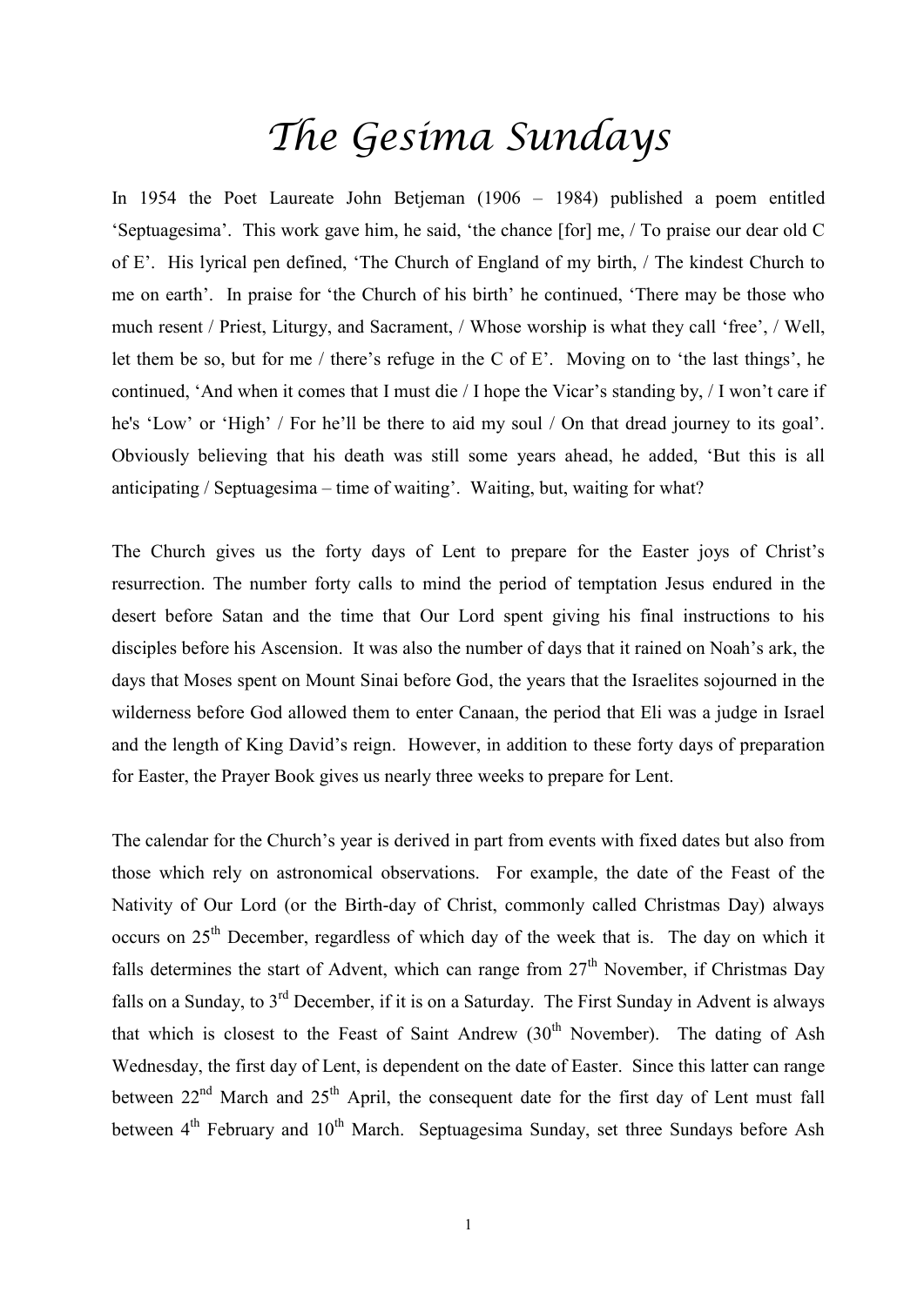# The Gesima Sundays

In 1954 the Poet Laureate John Betjeman (1906 – 1984) published a poem entitled 'Septuagesima'. This work gave him, he said, 'the chance [for] me, / To praise our dear old C of E'. His lyrical pen defined, 'The Church of England of my birth, / The kindest Church to me on earth'. In praise for 'the Church of his birth' he continued, 'There may be those who much resent / Priest, Liturgy, and Sacrament, / Whose worship is what they call 'free', / Well, let them be so, but for me / there's refuge in the C of E'. Moving on to 'the last things', he continued, 'And when it comes that I must die / I hope the Vicar's standing by, / I won't care if he's 'Low' or 'High' / For he'll be there to aid my soul / On that dread journey to its goal'. Obviously believing that his death was still some years ahead, he added, 'But this is all anticipating / Septuagesima – time of waiting'. Waiting, but, waiting for what?

The Church gives us the forty days of Lent to prepare for the Easter joys of Christ's resurrection. The number forty calls to mind the period of temptation Jesus endured in the desert before Satan and the time that Our Lord spent giving his final instructions to his disciples before his Ascension. It was also the number of days that it rained on Noah's ark, the days that Moses spent on Mount Sinai before God, the years that the Israelites sojourned in the wilderness before God allowed them to enter Canaan, the period that Eli was a judge in Israel and the length of King David's reign. However, in addition to these forty days of preparation for Easter, the Prayer Book gives us nearly three weeks to prepare for Lent.

The calendar for the Church's year is derived in part from events with fixed dates but also from those which rely on astronomical observations. For example, the date of the Feast of the Nativity of Our Lord (or the Birth-day of Christ, commonly called Christmas Day) always occurs on 25th December, regardless of which day of the week that is. The day on which it falls determines the start of Advent, which can range from 27th November, if Christmas Day falls on a Sunday, to 3rd December, if it is on a Saturday. The First Sunday in Advent is always that which is closest to the Feast of Saint Andrew (30th November). The dating of Ash Wednesday, the first day of Lent, is dependent on the date of Easter. Since this latter can range between 22nd March and 25th April, the consequent date for the first day of Lent must fall between 4th February and 10th March. Septuagesima Sunday, set three Sundays before Ash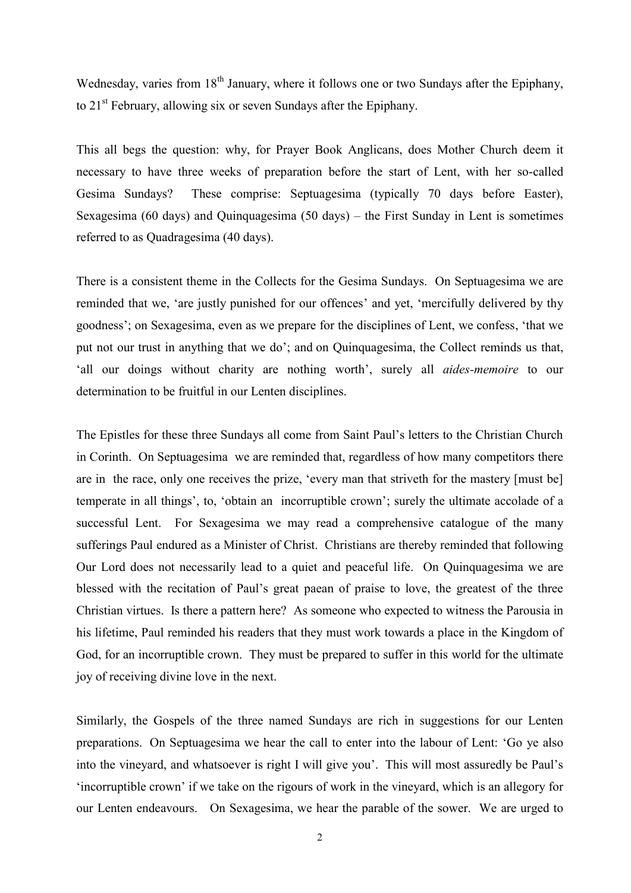Wednesday, varies from 18th January, where it follows one or two Sundays after the Epiphany, to 21st February, allowing six or seven Sundays after the Epiphany.

This all begs the question: why, for Prayer Book Anglicans, does Mother Church deem it necessary to have three weeks of preparation before the start of Lent, with her so-called Gesima Sundays? These comprise: Septuagesima (typically 70 days before Easter), Sexagesima (60 days) and Quinquagesima (50 days) – the First Sunday in Lent is sometimes referred to as Quadragesima (40 days).

There is a consistent theme in the Collects for the Gesima Sundays. On Septuagesima we are reminded that we, 'are justly punished for our offences' and yet, 'mercifully delivered by thy goodness'; on Sexagesima, even as we prepare for the disciplines of Lent, we confess, 'that we put not our trust in anything that we do'; and on Quinquagesima, the Collect reminds us that, 'all our doings without charity are nothing worth', surely all *aides-memoire* to our determination to be fruitful in our Lenten disciplines.

The Epistles for these three Sundays all come from Saint Paul's letters to the Christian Church in Corinth. On Septuagesima we are reminded that, regardless of how many competitors there are in the race, only one receives the prize, 'every man that striveth for the mastery [must be] temperate in all things', to, 'obtain an incorruptible crown'; surely the ultimate accolade of a successful Lent. For Sexagesima we may read a comprehensive catalogue of the many sufferings Paul endured as a Minister of Christ. Christians are thereby reminded that following Our Lord does not necessarily lead to a quiet and peaceful life. On Quinquagesima we are blessed with the recitation of Paul's great paean of praise to love, the greatest of the three Christian virtues. Is there a pattern here? As someone who expected to witness the Parousia in his lifetime, Paul reminded his readers that they must work towards a place in the Kingdom of God, for an incorruptible crown. They must be prepared to suffer in this world for the ultimate joy of receiving divine love in the next.

Similarly, the Gospels of the three named Sundays are rich in suggestions for our Lenten preparations. On Septuagesima we hear the call to enter into the labour of Lent: 'Go ye also into the vineyard, and whatsoever is right I will give you'. This will most assuredly be Paul's 'incorruptible crown' if we take on the rigours of work in the vineyard, which is an allegory for our Lenten endeavours. On Sexagesima, we hear the parable of the sower. We are urged to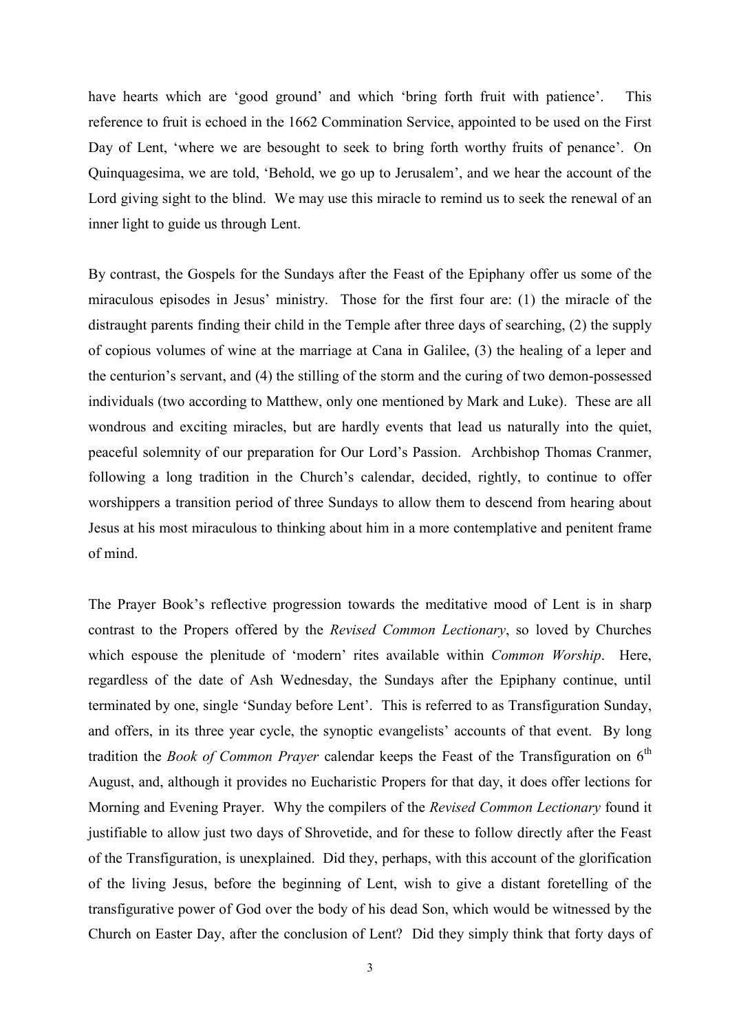have hearts which are 'good ground' and which 'bring forth fruit with patience'. This reference to fruit is echoed in the 1662 Commination Service, appointed to be used on the First Day of Lent, 'where we are besought to seek to bring forth worthy fruits of penance'. On Quinquagesima, we are told, 'Behold, we go up to Jerusalem', and we hear the account of the Lord giving sight to the blind. We may use this miracle to remind us to seek the renewal of an inner light to guide us through Lent.

By contrast, the Gospels for the Sundays after the Feast of the Epiphany offer us some of the miraculous episodes in Jesus' ministry. Those for the first four are: (1) the miracle of the distraught parents finding their child in the Temple after three days of searching, (2) the supply of copious volumes of wine at the marriage at Cana in Galilee, (3) the healing of a leper and the centurion's servant, and (4) the stilling of the storm and the curing of two demon-possessed individuals (two according to Matthew, only one mentioned by Mark and Luke). These are all wondrous and exciting miracles, but are hardly events that lead us naturally into the quiet, peaceful solemnity of our preparation for Our Lord's Passion. Archbishop Thomas Cranmer, following a long tradition in the Church's calendar, decided, rightly, to continue to offer worshippers a transition period of three Sundays to allow them to descend from hearing about Jesus at his most miraculous to thinking about him in a more contemplative and penitent frame of mind.

The Prayer Book's reflective progression towards the meditative mood of Lent is in sharp contrast to the Propers offered by the *Revised Common Lectionary*, so loved by Churches which espouse the plenitude of 'modern' rites available within *Common Worship*. Here, regardless of the date of Ash Wednesday, the Sundays after the Epiphany continue, until terminated by one, single 'Sunday before Lent'. This is referred to as Transfiguration Sunday, and offers, in its three year cycle, the synoptic evangelists' accounts of that event. By long tradition the *Book of Common Prayer* calendar keeps the Feast of the Transfiguration on 6th August, and, although it provides no Eucharistic Propers for that day, it does offer lections for Morning and Evening Prayer. Why the compilers of the *Revised Common Lectionary* found it justifiable to allow just two days of Shrovetide, and for these to follow directly after the Feast of the Transfiguration, is unexplained. Did they, perhaps, with this account of the glorification of the living Jesus, before the beginning of Lent, wish to give a distant foretelling of the transfigurative power of God over the body of his dead Son, which would be witnessed by the Church on Easter Day, after the conclusion of Lent? Did they simply think that forty days of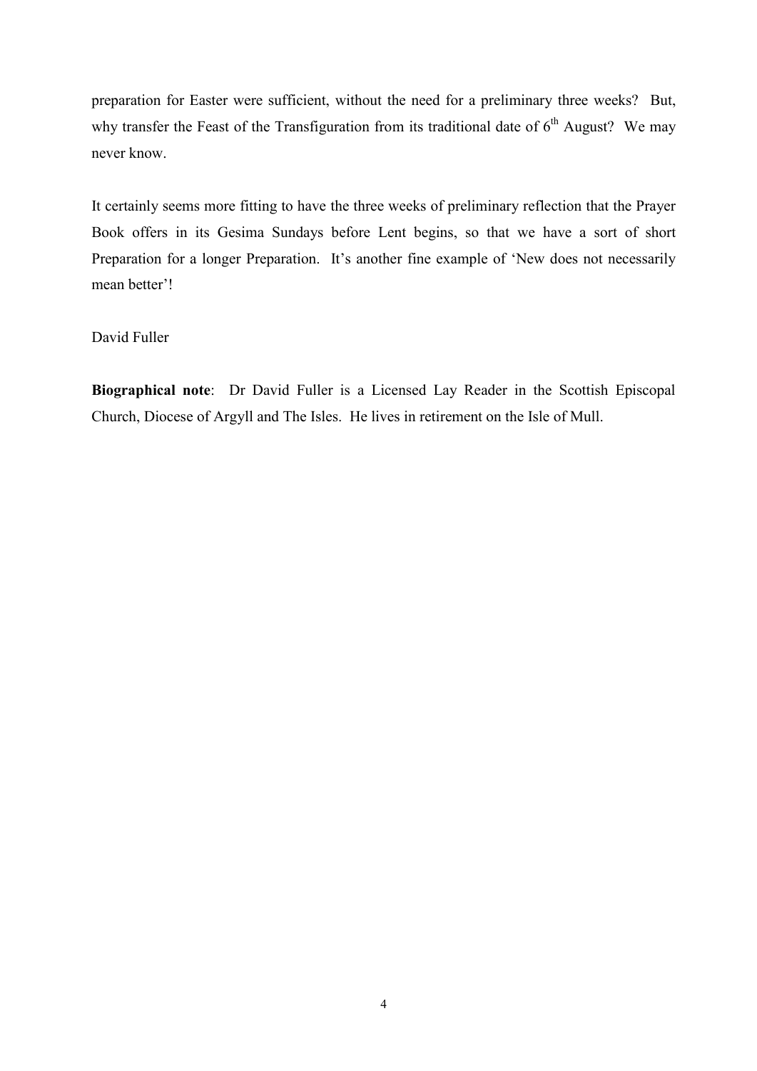preparation for Easter were sufficient, without the need for a preliminary three weeks? But, why transfer the Feast of the Transfiguration from its traditional date of 6th August? We may never know.

It certainly seems more fitting to have the three weeks of preliminary reflection that the Prayer Book offers in its Gesima Sundays before Lent begins, so that we have a sort of short Preparation for a longer Preparation. It's another fine example of 'New does not necessarily mean better'!

David Fuller

**Biographical note**: Dr David Fuller is a Licensed Lay Reader in the Scottish Episcopal Church, Diocese of Argyll and The Isles. He lives in retirement on the Isle of Mull.